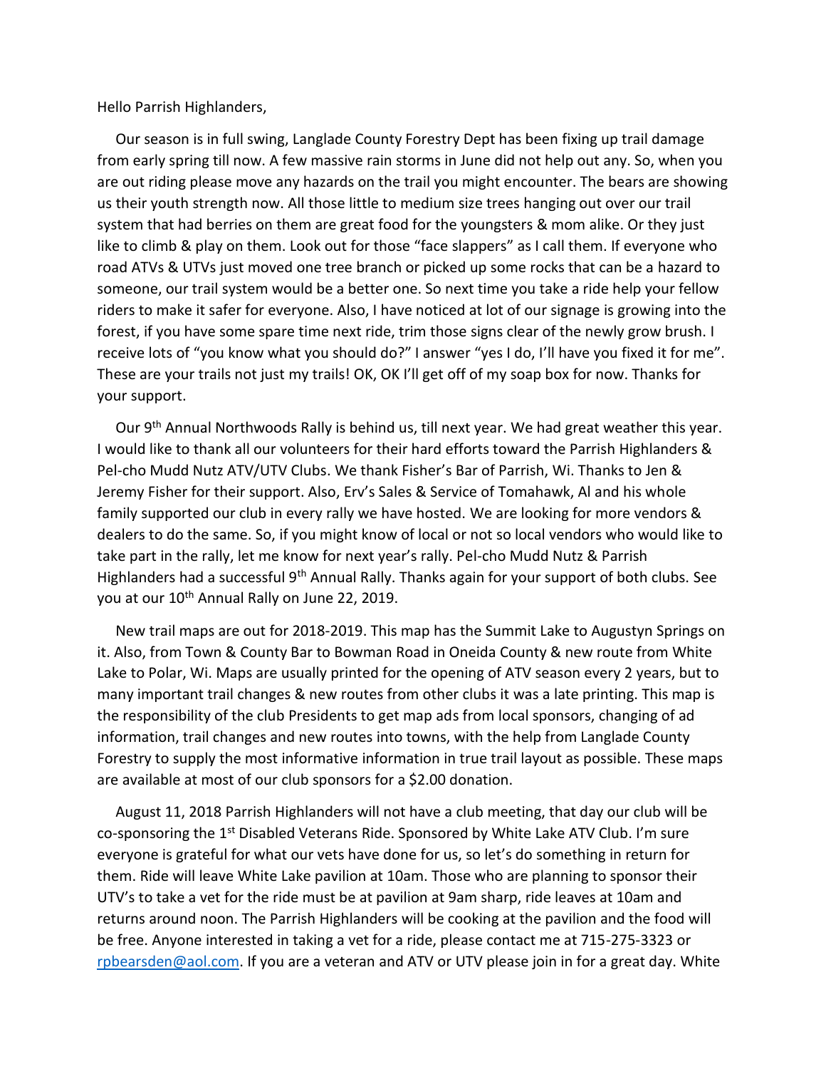Hello Parrish Highlanders,

Our season is in full swing, Langlade County Forestry Dept has been fixing up trail damage from early spring till now. A few massive rain storms in June did not help out any. So, when you are out riding please move any hazards on the trail you might encounter. The bears are showing us their youth strength now. All those little to medium size trees hanging out over our trail system that had berries on them are great food for the youngsters & mom alike. Or they just like to climb & play on them. Look out for those "face slappers" as I call them. If everyone who road ATVs & UTVs just moved one tree branch or picked up some rocks that can be a hazard to someone, our trail system would be a better one. So next time you take a ride help your fellow riders to make it safer for everyone. Also, I have noticed at lot of our signage is growing into the forest, if you have some spare time next ride, trim those signs clear of the newly grow brush. I receive lots of "you know what you should do?" I answer "yes I do, I'll have you fixed it for me". These are your trails not just my trails! OK, OK I'll get off of my soap box for now. Thanks for your support.

Our 9th Annual Northwoods Rally is behind us, till next year. We had great weather this year. I would like to thank all our volunteers for their hard efforts toward the Parrish Highlanders & Pel-cho Mudd Nutz ATV/UTV Clubs. We thank Fisher's Bar of Parrish, Wi. Thanks to Jen & Jeremy Fisher for their support. Also, Erv's Sales & Service of Tomahawk, Al and his whole family supported our club in every rally we have hosted. We are looking for more vendors & dealers to do the same. So, if you might know of local or not so local vendors who would like to take part in the rally, let me know for next year's rally. Pel-cho Mudd Nutz & Parrish Highlanders had a successful 9th Annual Rally. Thanks again for your support of both clubs. See you at our 10th Annual Rally on June 22, 2019.

New trail maps are out for 2018-2019. This map has the Summit Lake to Augustyn Springs on it. Also, from Town & County Bar to Bowman Road in Oneida County & new route from White Lake to Polar, Wi. Maps are usually printed for the opening of ATV season every 2 years, but to many important trail changes & new routes from other clubs it was a late printing. This map is the responsibility of the club Presidents to get map ads from local sponsors, changing of ad information, trail changes and new routes into towns, with the help from Langlade County Forestry to supply the most informative information in true trail layout as possible. These maps are available at most of our club sponsors for a $2.00 donation.

August 11, 2018 Parrish Highlanders will not have a club meeting, that day our club will be co-sponsoring the 1st Disabled Veterans Ride. Sponsored by White Lake ATV Club. I'm sure everyone is grateful for what our vets have done for us, so let's do something in return for them. Ride will leave White Lake pavilion at 10am. Those who are planning to sponsor their UTV's to take a vet for the ride must be at pavilion at 9am sharp, ride leaves at 10am and returns around noon. The Parrish Highlanders will be cooking at the pavilion and the food will be free. Anyone interested in taking a vet for a ride, please contact me at 715-275-3323 or rpbearsden@aol.com. If you are a veteran and ATV or UTV please join in for a great day. White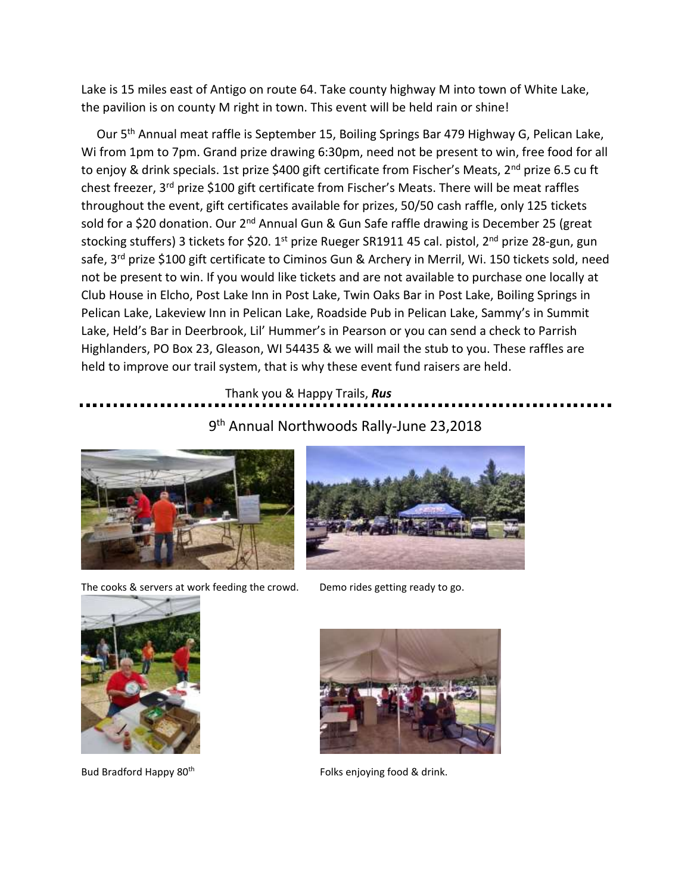Lake is 15 miles east of Antigo on route 64. Take county highway M into town of White Lake, the pavilion is on county M right in town. This event will be held rain or shine!

Our 5th Annual meat raffle is September 15, Boiling Springs Bar 479 Highway G, Pelican Lake, Wi from 1pm to 7pm. Grand prize drawing 6:30pm, need not be present to win, free food for all to enjoy & drink specials. 1st prize $400 gift certificate from Fischer's Meats, 2nd prize 6.5 cu ft chest freezer, 3rd prize $100 gift certificate from Fischer's Meats. There will be meat raffles throughout the event, gift certificates available for prizes, 50/50 cash raffle, only 125 tickets sold for a $20 donation. Our 2nd Annual Gun & Gun Safe raffle drawing is December 25 (great stocking stuffers) 3 tickets for $20. 1st prize Rueger SR1911 45 cal. pistol, 2nd prize 28-gun, gun safe, 3rd prize $100 gift certificate to Ciminos Gun & Archery in Merril, Wi. 150 tickets sold, need not be present to win. If you would like tickets and are not available to purchase one locally at Club House in Elcho, Post Lake Inn in Post Lake, Twin Oaks Bar in Post Lake, Boiling Springs in Pelican Lake, Lakeview Inn in Pelican Lake, Roadside Pub in Pelican Lake, Sammy's in Summit Lake, Held's Bar in Deerbrook, Lil' Hummer's in Pearson or you can send a check to Parrish Highlanders, PO Box 23, Gleason, WI 54435 & we will mail the stub to you. These raffles are held to improve our trail system, that is why these event fund raisers are held.

Thank you & Happy Trails, ***Rus***

---

## 9th Annual Northwoods Rally-June 23,2018

The cooks & servers at work feeding the crowd.

Demo rides getting ready to go.

Bud Bradford Happy 80th

Folks enjoying food & drink.